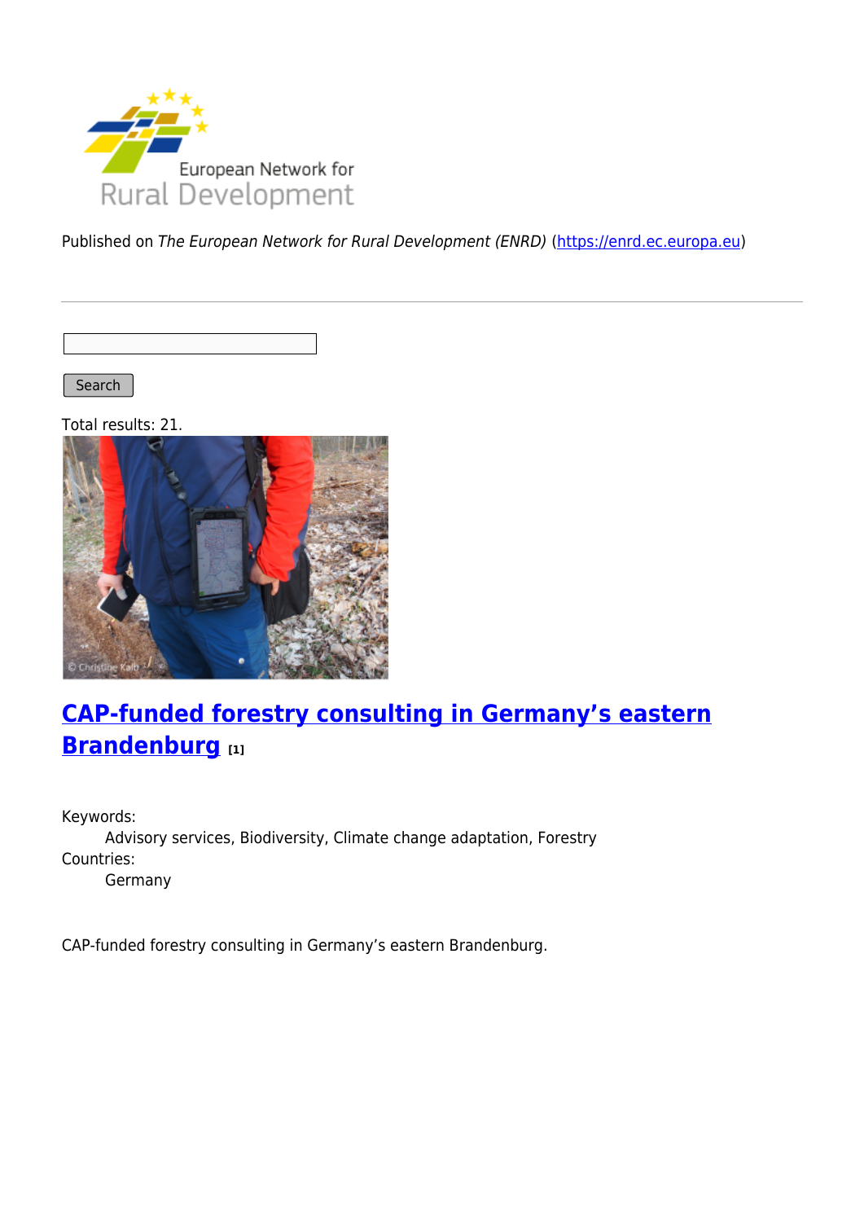Published on *The European Network for Rural Development (ENRD)* (https://enrd.ec.europa.eu)

Search

Total results: 21.

## CAP-funded forestry consulting in Germany's eastern Brandenburg [1]

Keywords:
: Advisory services, Biodiversity, Climate change adaptation, Forestry

Countries:
: Germany

CAP-funded forestry consulting in Germany's eastern Brandenburg.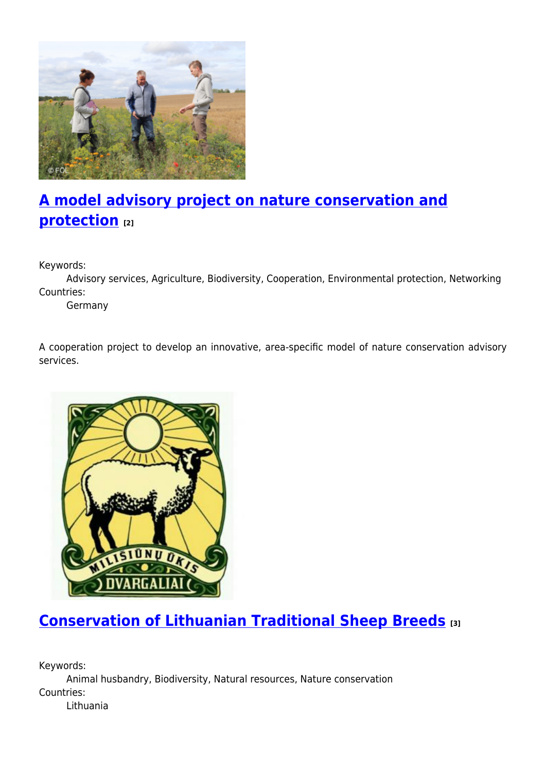## A model advisory project on nature conservation and protection [2]

Keywords:
: Advisory services, Agriculture, Biodiversity, Cooperation, Environmental protection, Networking

Countries:
: Germany

A cooperation project to develop an innovative, area-specific model of nature conservation advisory services.

## Conservation of Lithuanian Traditional Sheep Breeds [3]

Keywords:
: Animal husbandry, Biodiversity, Natural resources, Nature conservation

Countries:
: Lithuania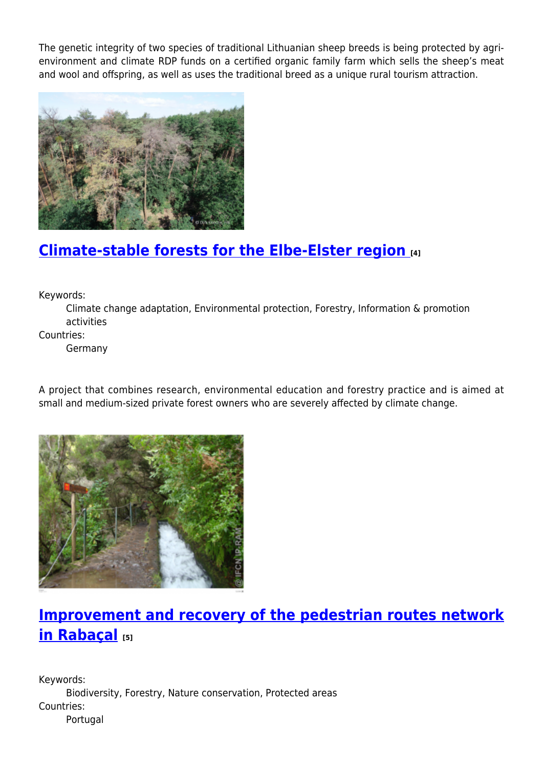The genetic integrity of two species of traditional Lithuanian sheep breeds is being protected by agri-environment and climate RDP funds on a certified organic family farm which sells the sheep's meat and wool and offspring, as well as uses the traditional breed as a unique rural tourism attraction.

## Climate-stable forests for the Elbe-Elster region [4]

Keywords:
: Climate change adaptation, Environmental protection, Forestry, Information & promotion activities

Countries:
: Germany

A project that combines research, environmental education and forestry practice and is aimed at small and medium-sized private forest owners who are severely affected by climate change.

## Improvement and recovery of the pedestrian routes network in Rabaçal [5]

Keywords:
: Biodiversity, Forestry, Nature conservation, Protected areas

Countries:
: Portugal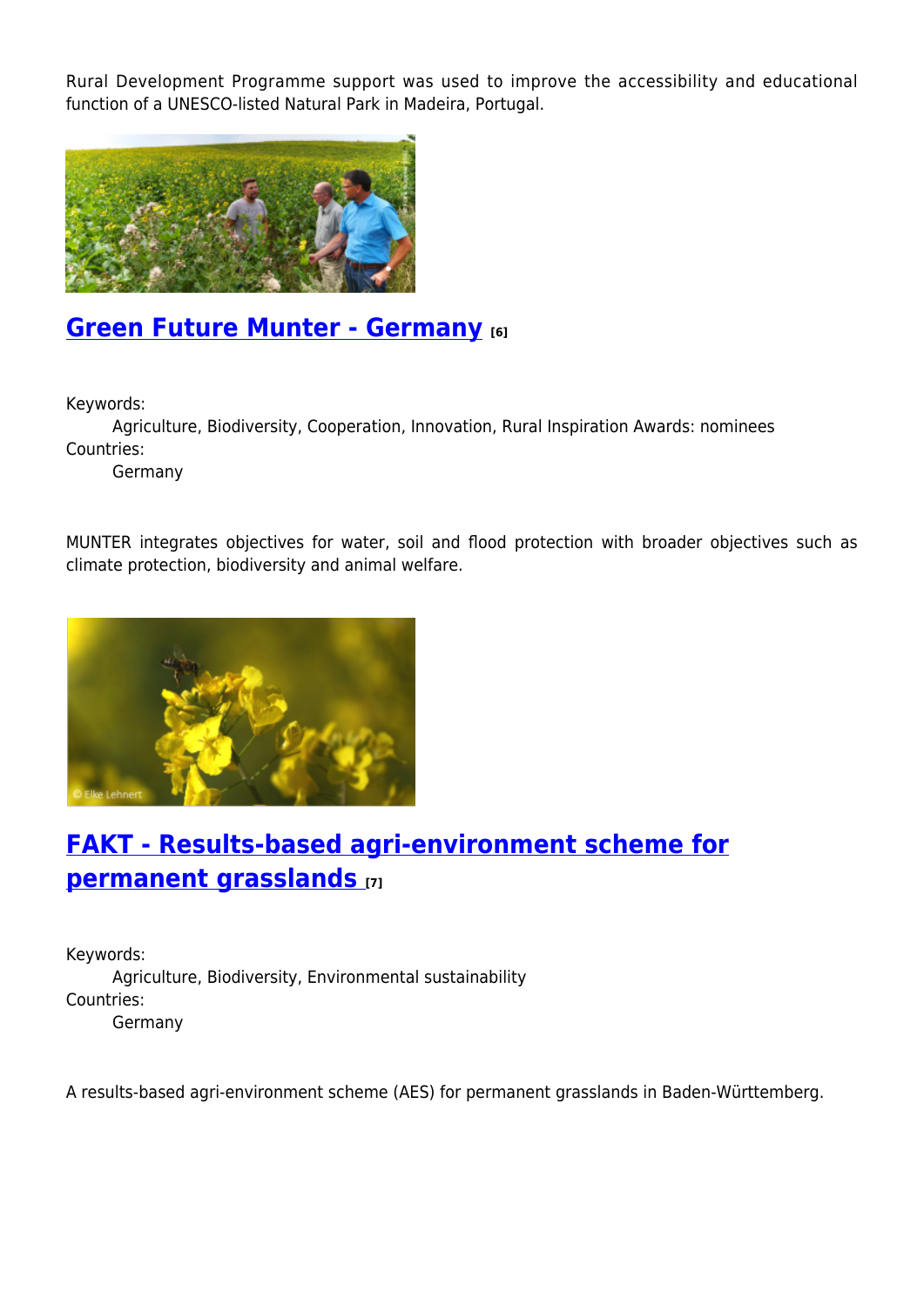Rural Development Programme support was used to improve the accessibility and educational function of a UNESCO-listed Natural Park in Madeira, Portugal.

## [Green Future Munter - Germany](#) [6]

Keywords:
 Agriculture, Biodiversity, Cooperation, Innovation, Rural Inspiration Awards: nominees
Countries:
 Germany

MUNTER integrates objectives for water, soil and flood protection with broader objectives such as climate protection, biodiversity and animal welfare.

## [FAKT - Results-based agri-environment scheme for permanent grasslands](#) [7]

Keywords:
 Agriculture, Biodiversity, Environmental sustainability
Countries:
 Germany

A results-based agri-environment scheme (AES) for permanent grasslands in Baden-Württemberg.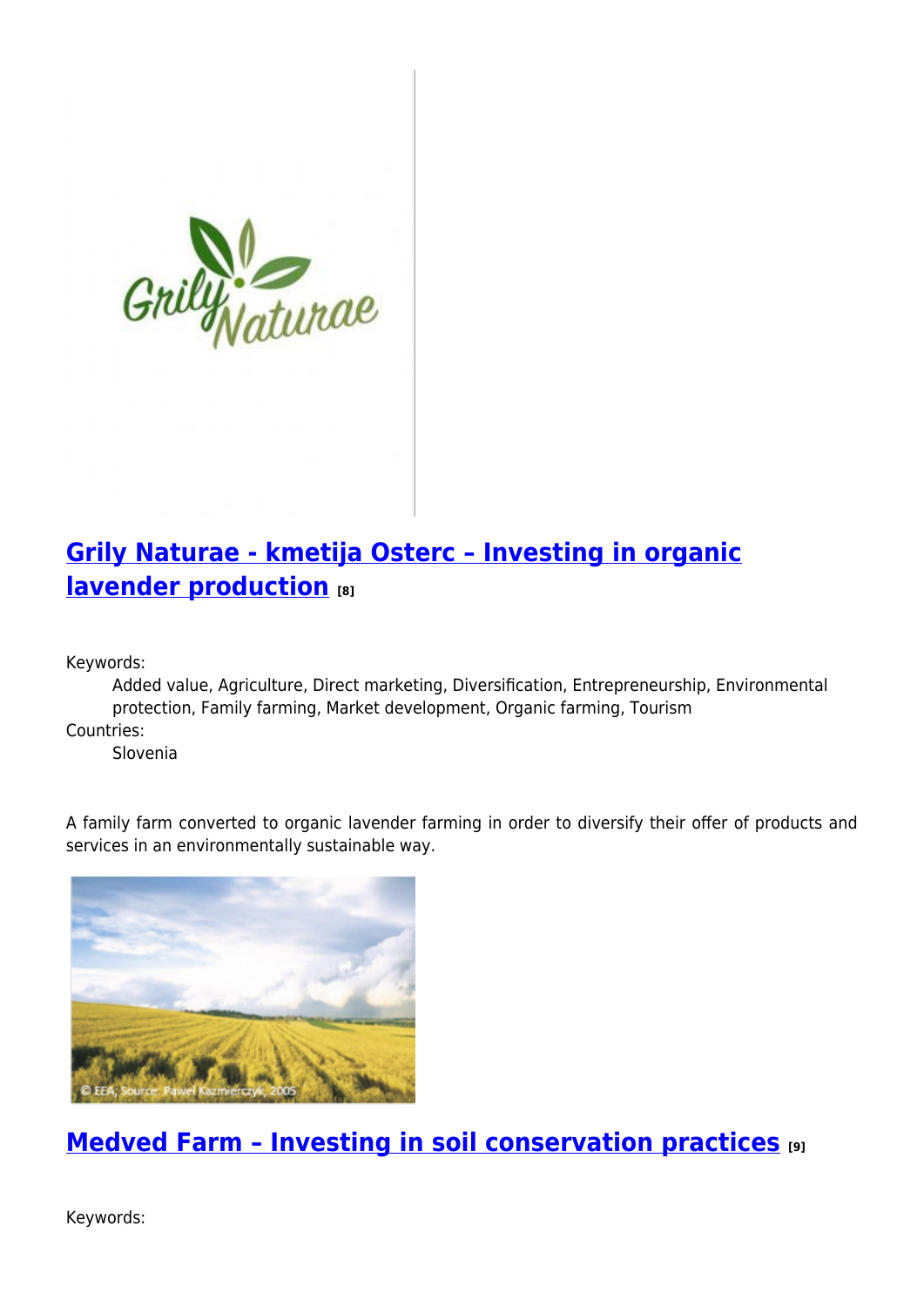## [Grily Naturae - kmetija Osterc – Investing in organic lavender production](#) [8]

Keywords:
: Added value, Agriculture, Direct marketing, Diversification, Entrepreneurship, Environmental protection, Family farming, Market development, Organic farming, Tourism

Countries:
: Slovenia

A family farm converted to organic lavender farming in order to diversify their offer of products and services in an environmentally sustainable way.

## [Medved Farm – Investing in soil conservation practices](#) [9]

Keywords: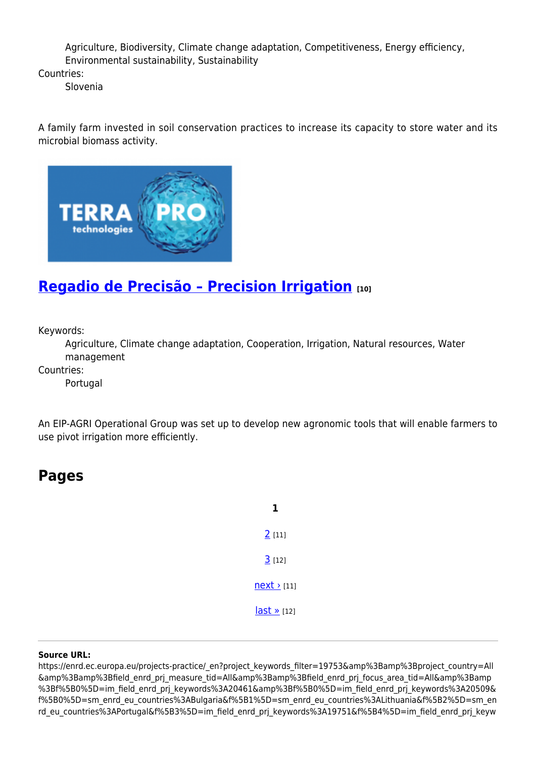Agriculture, Biodiversity, Climate change adaptation, Competitiveness, Energy efficiency, Environmental sustainability, Sustainability

Countries:

Slovenia

A family farm invested in soil conservation practices to increase its capacity to store water and its microbial biomass activity.

## [Regadio de Precisão – Precision Irrigation](#) [10]

Keywords:

Agriculture, Climate change adaptation, Cooperation, Irrigation, Natural resources, Water management

Countries:

Portugal

An EIP-AGRI Operational Group was set up to develop new agronomic tools that will enable farmers to use pivot irrigation more efficiently.

## Pages

**1**

2 [11]

3 [12]

next › [11]

last » [12]

**Source URL:**
https://enrd.ec.europa.eu/projects-practice/_en?project_keywords_filter=19753&amp%3Bamp%3Bproject_country=All&amp%3Bamp%3Bfield_enrd_prj_measure_tid=All&amp%3Bamp%3Bfield_enrd_prj_focus_area_tid=All&amp%3Bamp%3Bf%5B0%5D=im_field_enrd_prj_keywords%3A20461&amp%3Bf%5B0%5D=im_field_enrd_prj_keywords%3A20509&f%5B0%5D=sm_enrd_eu_countries%3ABulgaria&f%5B1%5D=sm_enrd_eu_countries%3ALithuania&f%5B2%5D=sm_enrd_eu_countries%3APortugal&f%5B3%5D=im_field_enrd_prj_keywords%3A19751&f%5B4%5D=im_field_enrd_prj_keyw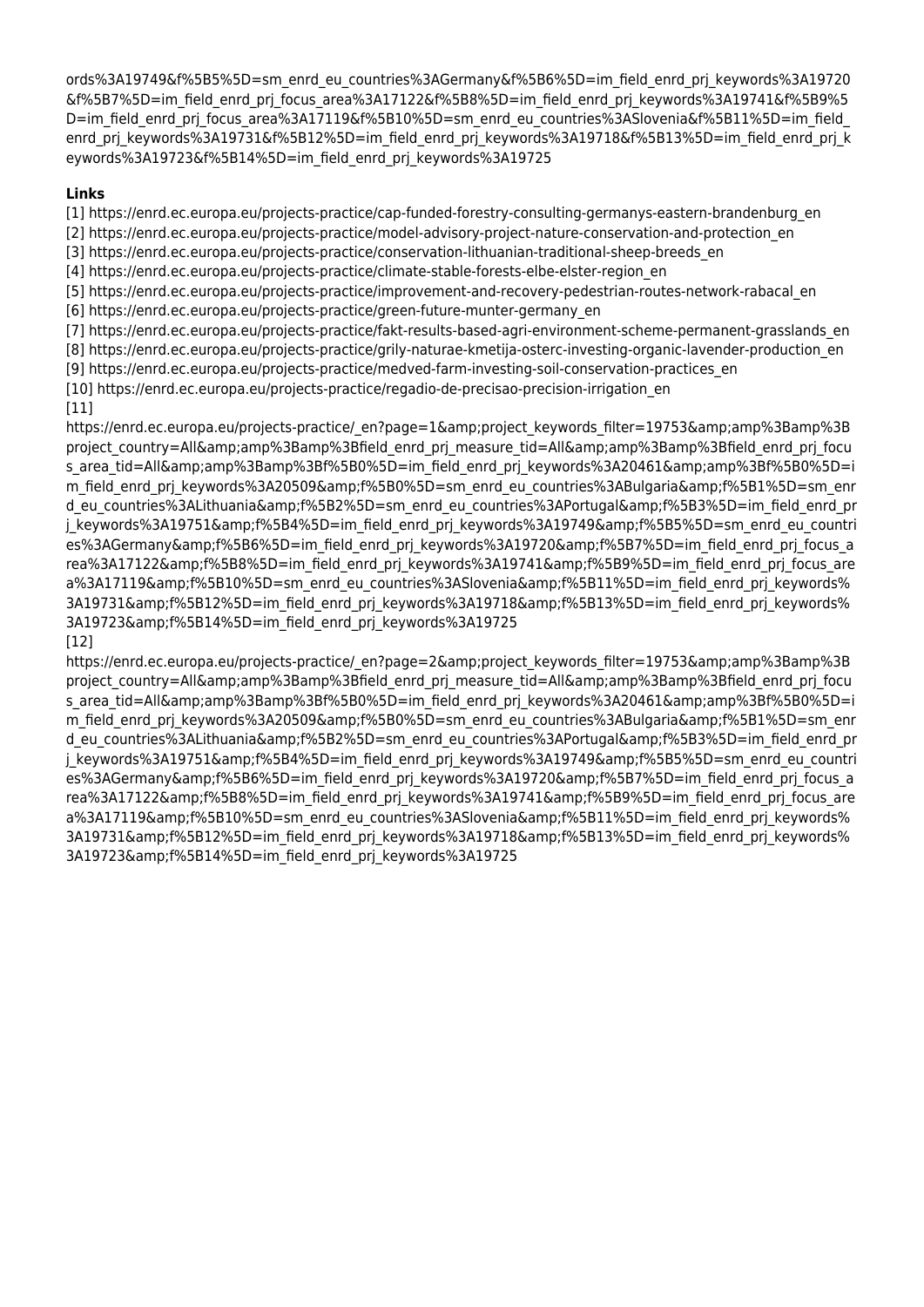ords%3A19749&f%5B5%5D=sm_enrd_eu_countries%3AGermany&f%5B6%5D=im_field_enrd_prj_keywords%3A19720&f%5B7%5D=im_field_enrd_prj_focus_area%3A17122&f%5B8%5D=im_field_enrd_prj_keywords%3A19741&f%5B9%5D=im_field_enrd_prj_focus_area%3A17119&f%5B10%5D=sm_enrd_eu_countries%3ASlovenia&f%5B11%5D=im_field_enrd_prj_keywords%3A19731&f%5B12%5D=im_field_enrd_prj_keywords%3A19718&f%5B13%5D=im_field_enrd_prj_keywords%3A19723&f%5B14%5D=im_field_enrd_prj_keywords%3A19725

**Links**

[1] https://enrd.ec.europa.eu/projects-practice/cap-funded-forestry-consulting-germanys-eastern-brandenburg_en
[2] https://enrd.ec.europa.eu/projects-practice/model-advisory-project-nature-conservation-and-protection_en
[3] https://enrd.ec.europa.eu/projects-practice/conservation-lithuanian-traditional-sheep-breeds_en
[4] https://enrd.ec.europa.eu/projects-practice/climate-stable-forests-elbe-elster-region_en
[5] https://enrd.ec.europa.eu/projects-practice/improvement-and-recovery-pedestrian-routes-network-rabacal_en
[6] https://enrd.ec.europa.eu/projects-practice/green-future-munter-germany_en
[7] https://enrd.ec.europa.eu/projects-practice/fakt-results-based-agri-environment-scheme-permanent-grasslands_en
[8] https://enrd.ec.europa.eu/projects-practice/grily-naturae-kmetija-osterc-investing-organic-lavender-production_en
[9] https://enrd.ec.europa.eu/projects-practice/medved-farm-investing-soil-conservation-practices_en
[10] https://enrd.ec.europa.eu/projects-practice/regadio-de-precisao-precision-irrigation_en
[11]
https://enrd.ec.europa.eu/projects-practice/_en?page=1&amp;project_keywords_filter=19753&amp;amp%3Bamp%3Bproject_country=All&amp;amp%3Bamp%3Bfield_enrd_prj_measure_tid=All&amp;amp%3Bamp%3Bfield_enrd_prj_focus_area_tid=All&amp;amp%3Bamp%3Bf%5B0%5D=im_field_enrd_prj_keywords%3A20461&amp;amp%3Bf%5B0%5D=im_field_enrd_prj_keywords%3A20509&amp;f%5B0%5D=sm_enrd_eu_countries%3ABulgaria&amp;f%5B1%5D=sm_enrd_eu_countries%3ALithuania&amp;f%5B2%5D=sm_enrd_eu_countries%3APortugal&amp;f%5B3%5D=im_field_enrd_prj_keywords%3A19751&amp;f%5B4%5D=im_field_enrd_prj_keywords%3A19749&amp;f%5B5%5D=sm_enrd_eu_countries%3AGermany&amp;f%5B6%5D=im_field_enrd_prj_keywords%3A19720&amp;f%5B7%5D=im_field_enrd_prj_focus_area%3A17122&amp;f%5B8%5D=im_field_enrd_prj_keywords%3A19741&amp;f%5B9%5D=im_field_enrd_prj_focus_area%3A17119&amp;f%5B10%5D=sm_enrd_eu_countries%3ASlovenia&amp;f%5B11%5D=im_field_enrd_prj_keywords%3A19731&amp;f%5B12%5D=im_field_enrd_prj_keywords%3A19718&amp;f%5B13%5D=im_field_enrd_prj_keywords%3A19723&amp;f%5B14%5D=im_field_enrd_prj_keywords%3A19725
[12]
https://enrd.ec.europa.eu/projects-practice/_en?page=2&amp;project_keywords_filter=19753&amp;amp%3Bamp%3Bproject_country=All&amp;amp%3Bamp%3Bfield_enrd_prj_measure_tid=All&amp;amp%3Bamp%3Bfield_enrd_prj_focus_area_tid=All&amp;amp%3Bamp%3Bf%5B0%5D=im_field_enrd_prj_keywords%3A20461&amp;amp%3Bf%5B0%5D=im_field_enrd_prj_keywords%3A20509&amp;f%5B0%5D=sm_enrd_eu_countries%3ABulgaria&amp;f%5B1%5D=sm_enrd_eu_countries%3ALithuania&amp;f%5B2%5D=sm_enrd_eu_countries%3APortugal&amp;f%5B3%5D=im_field_enrd_prj_keywords%3A19751&amp;f%5B4%5D=im_field_enrd_prj_keywords%3A19749&amp;f%5B5%5D=sm_enrd_eu_countries%3AGermany&amp;f%5B6%5D=im_field_enrd_prj_keywords%3A19720&amp;f%5B7%5D=im_field_enrd_prj_focus_area%3A17122&amp;f%5B8%5D=im_field_enrd_prj_keywords%3A19741&amp;f%5B9%5D=im_field_enrd_prj_focus_area%3A17119&amp;f%5B10%5D=sm_enrd_eu_countries%3ASlovenia&amp;f%5B11%5D=im_field_enrd_prj_keywords%3A19731&amp;f%5B12%5D=im_field_enrd_prj_keywords%3A19718&amp;f%5B13%5D=im_field_enrd_prj_keywords%3A19723&amp;f%5B14%5D=im_field_enrd_prj_keywords%3A19725